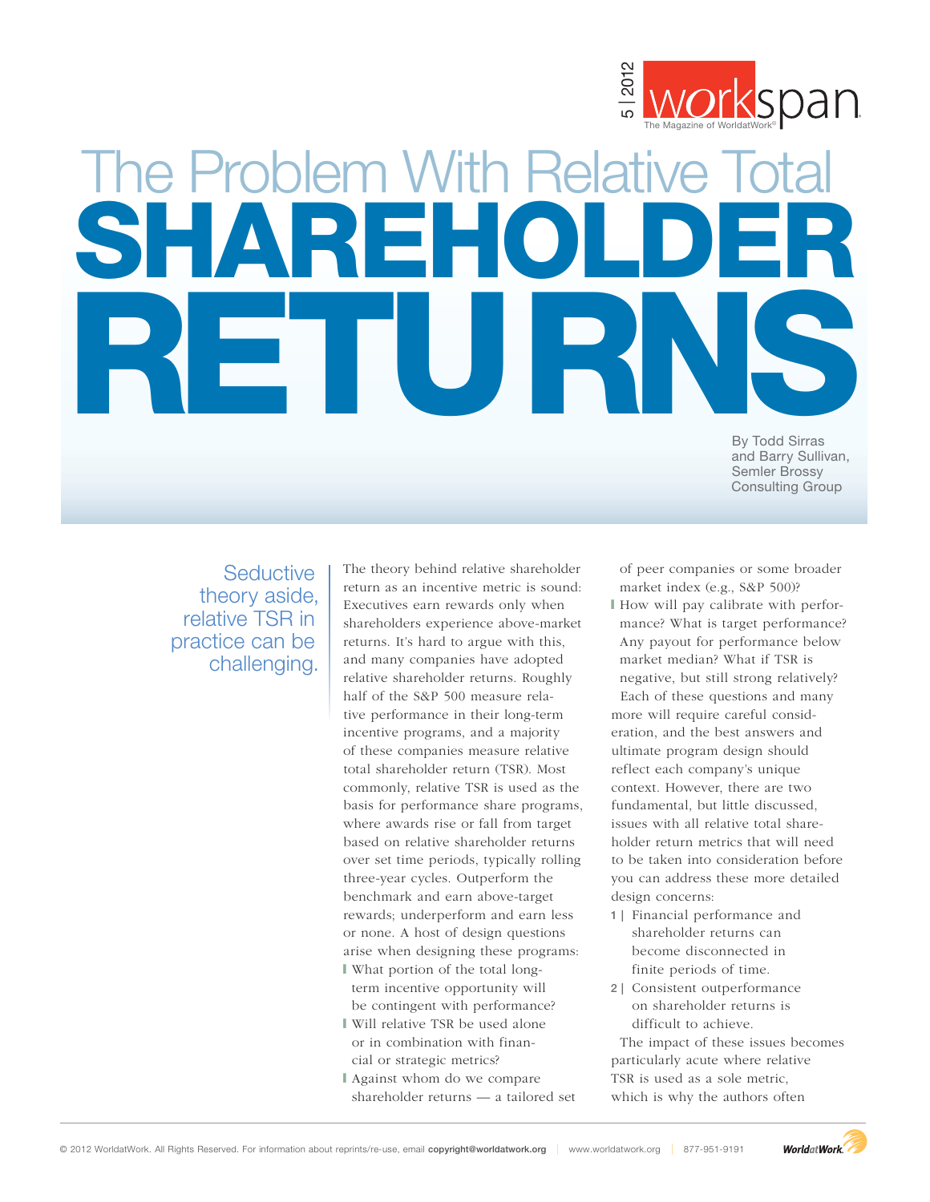# The Problem With Relative Total SHAREHOLDER RETURNS

By Todd Sirras and Barry Sullivan, Semler Brossy Consulting Group

Seductive theory aside, relative TSR in practice can be challenging.

The theory behind relative shareholder return as an incentive metric is sound: Executives earn rewards only when shareholders experience above-market returns. It's hard to argue with this, and many companies have adopted relative shareholder returns. Roughly half of the S&P 500 measure relative performance in their long-term incentive programs, and a majority of these companies measure relative total shareholder return (TSR). Most commonly, relative TSR is used as the basis for performance share programs, where awards rise or fall from target based on relative shareholder returns over set time periods, typically rolling three-year cycles. Outperform the benchmark and earn above-target rewards; underperform and earn less or none. A host of design questions arise when designing these programs:

- What portion of the total long-term incentive opportunity will be contingent with performance?
- Will relative TSR be used alone or in combination with financial or strategic metrics?
- Against whom do we compare shareholder returns — a tailored set of peer companies or some broader market index (e.g., S&P 500)?
- How will pay calibrate with performance? What is target performance? Any payout for performance below market median? What if TSR is negative, but still strong relatively?

Each of these questions and many more will require careful consideration, and the best answers and ultimate program design should reflect each company's unique context. However, there are two fundamental, but little discussed, issues with all relative total shareholder return metrics that will need to be taken into consideration before you can address these more detailed design concerns:

1 | Financial performance and shareholder returns can become disconnected in finite periods of time.

2 | Consistent outperformance on shareholder returns is difficult to achieve.

The impact of these issues becomes particularly acute where relative TSR is used as a sole metric, which is why the authors often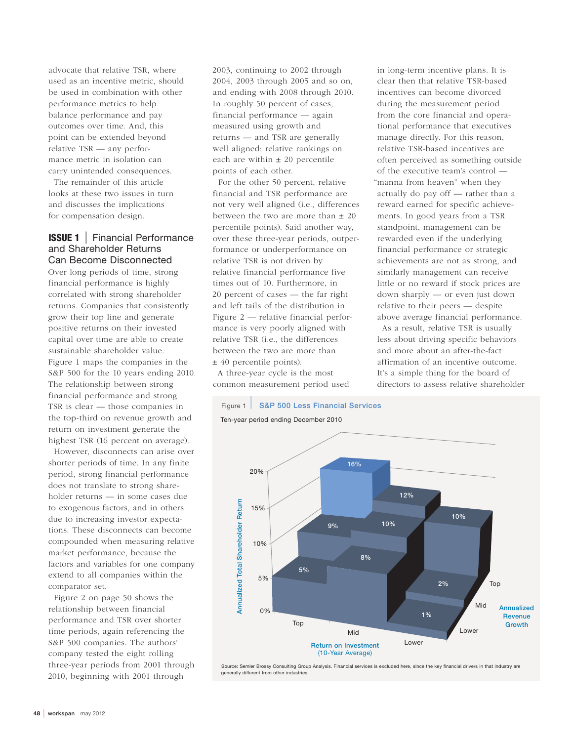advocate that relative TSR, where used as an incentive metric, should be used in combination with other performance metrics to help balance performance and pay outcomes over time. And, this point can be extended beyond relative TSR — any performance metric in isolation can carry unintended consequences.

The remainder of this article looks at these two issues in turn and discusses the implications for compensation design.

## ISSUE 1 | Financial Performance and Shareholder Returns Can Become Disconnected

Over long periods of time, strong financial performance is highly correlated with strong shareholder returns. Companies that consistently grow their top line and generate positive returns on their invested capital over time are able to create sustainable shareholder value. Figure 1 maps the companies in the S&P 500 for the 10 years ending 2010. The relationship between strong financial performance and strong TSR is clear — those companies in the top-third on revenue growth and return on investment generate the highest TSR (16 percent on average).

However, disconnects can arise over shorter periods of time. In any finite period, strong financial performance does not translate to strong shareholder returns — in some cases due to exogenous factors, and in others due to increasing investor expectations. These disconnects can become compounded when measuring relative market performance, because the factors and variables for one company extend to all companies within the comparator set.

Figure 2 on page 50 shows the relationship between financial performance and TSR over shorter time periods, again referencing the S&P 500 companies. The authors' company tested the eight rolling three-year periods from 2001 through 2010, beginning with 2001 through 2003, continuing to 2002 through 2004, 2003 through 2005 and so on, and ending with 2008 through 2010. In roughly 50 percent of cases, financial performance — again measured using growth and returns — and TSR are generally well aligned: relative rankings on each are within ± 20 percentile points of each other.

For the other 50 percent, relative financial and TSR performance are not very well aligned (i.e., differences between the two are more than ± 20 percentile points). Said another way, over these three-year periods, outperformance or underperformance on relative TSR is not driven by relative financial performance five times out of 10. Furthermore, in 20 percent of cases — the far right and left tails of the distribution in Figure 2 — relative financial performance is very poorly aligned with relative TSR (i.e., the differences between the two are more than ± 40 percentile points).

A three-year cycle is the most common measurement period used in long-term incentive plans. It is clear then that relative TSR-based incentives can become divorced during the measurement period from the core financial and operational performance that executives manage directly. For this reason, relative TSR-based incentives are often perceived as something outside of the executive team's control — "manna from heaven" when they actually do pay off — rather than a reward earned for specific achievements. In good years from a TSR standpoint, management can be rewarded even if the underlying financial performance or strategic achievements are not as strong, and similarly management can receive little or no reward if stock prices are down sharply — or even just down relative to their peers — despite above average financial performance.

As a result, relative TSR is usually less about driving specific behaviors and more about an after-the-fact affirmation of an incentive outcome. It's a simple thing for the board of directors to assess relative shareholder

Figure 1 | S&P 500 Less Financial Services

Ten-year period ending December 2010

Annualized Total Shareholder Return by Return on Investment (10-Year Average) and Annualized Revenue Growth:

| Annualized Revenue Growth \ Return on Investment | Top | Mid | Lower |
|---|---|---|---|
| Top | 16% | 12% | 10% |
| Mid | 9% | 10% | 2% |
| Lower | 5% | 8% | 1% |

Source: Semler Brossy Consulting Group Analysis. Financial services is excluded here, since the key financial drivers in that industry are generally different from other industries.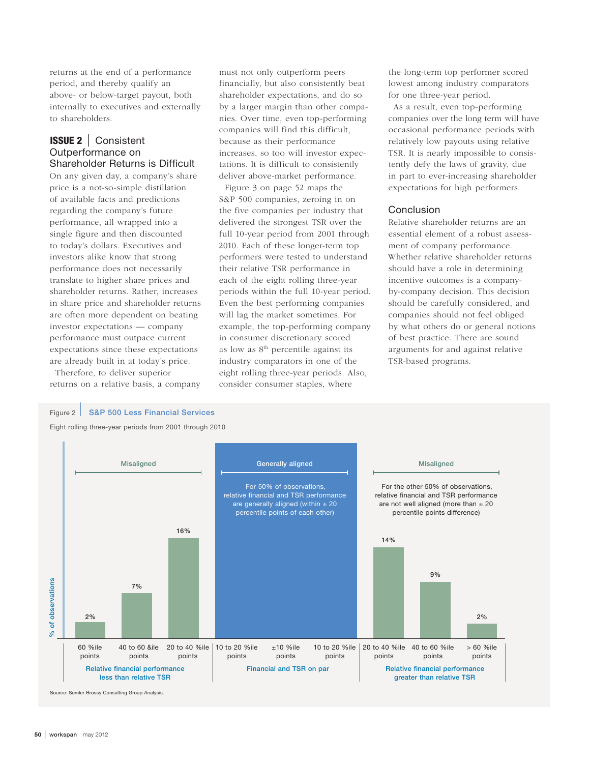returns at the end of a performance period, and thereby qualify an above- or below-target payout, both internally to executives and externally to shareholders.

## ISSUE 2 | Consistent Outperformance on Shareholder Returns is Difficult

On any given day, a company's share price is a not-so-simple distillation of available facts and predictions regarding the company's future performance, all wrapped into a single figure and then discounted to today's dollars. Executives and investors alike know that strong performance does not necessarily translate to higher share prices and shareholder returns. Rather, increases in share price and shareholder returns are often more dependent on beating investor expectations — company performance must outpace current expectations since these expectations are already built in at today's price.

Therefore, to deliver superior returns on a relative basis, a company must not only outperform peers financially, but also consistently beat shareholder expectations, and do so by a larger margin than other companies. Over time, even top-performing companies will find this difficult, because as their performance increases, so too will investor expectations. It is difficult to consistently deliver above-market performance.

Figure 3 on page 52 maps the S&P 500 companies, zeroing in on the five companies per industry that delivered the strongest TSR over the full 10-year period from 2001 through 2010. Each of these longer-term top performers were tested to understand their relative TSR performance in each of the eight rolling three-year periods within the full 10-year period. Even the best performing companies will lag the market sometimes. For example, the top-performing company in consumer discretionary scored as low as 8th percentile against its industry comparators in one of the eight rolling three-year periods. Also, consider consumer staples, where the long-term top performer scored lowest among industry comparators for one three-year period.

As a result, even top-performing companies over the long term will have occasional performance periods with relatively low payouts using relative TSR. It is nearly impossible to consistently defy the laws of gravity, due in part to ever-increasing shareholder expectations for high performers.

## Conclusion

Relative shareholder returns are an essential element of a robust assessment of company performance. Whether relative shareholder returns should have a role in determining incentive outcomes is a company-by-company decision. This decision should be carefully considered, and companies should not feel obliged by what others do or general notions of best practice. There are sound arguments for and against relative TSR-based programs.

Figure 2 | S&P 500 Less Financial Services

Eight rolling three-year periods from 2001 through 2010

| Category | Range | % of observations |
|---|---|---|
| Relative financial performance less than relative TSR (Misaligned) | 60 %ile points | 2% |
| | 40 to 60 &ile points | 7% |
| | 20 to 40 %ile points | 16% |
| Financial and TSR on par (Generally aligned) | 10 to 20 %ile points / ±10 %ile points / 10 to 20 %ile points | For 50% of observations, relative financial and TSR performance are generally aligned (within ± 20 percentile points of each other) |
| Relative financial performance greater than relative TSR (Misaligned) | 20 to 40 %ile points | 14% |
| | 40 to 60 %ile points | 9% |
| | > 60 %ile points | 2% |

For the other 50% of observations, relative financial and TSR performance are not well aligned (more than ± 20 percentile points difference)

Source: Semler Brossy Consulting Group Analysis.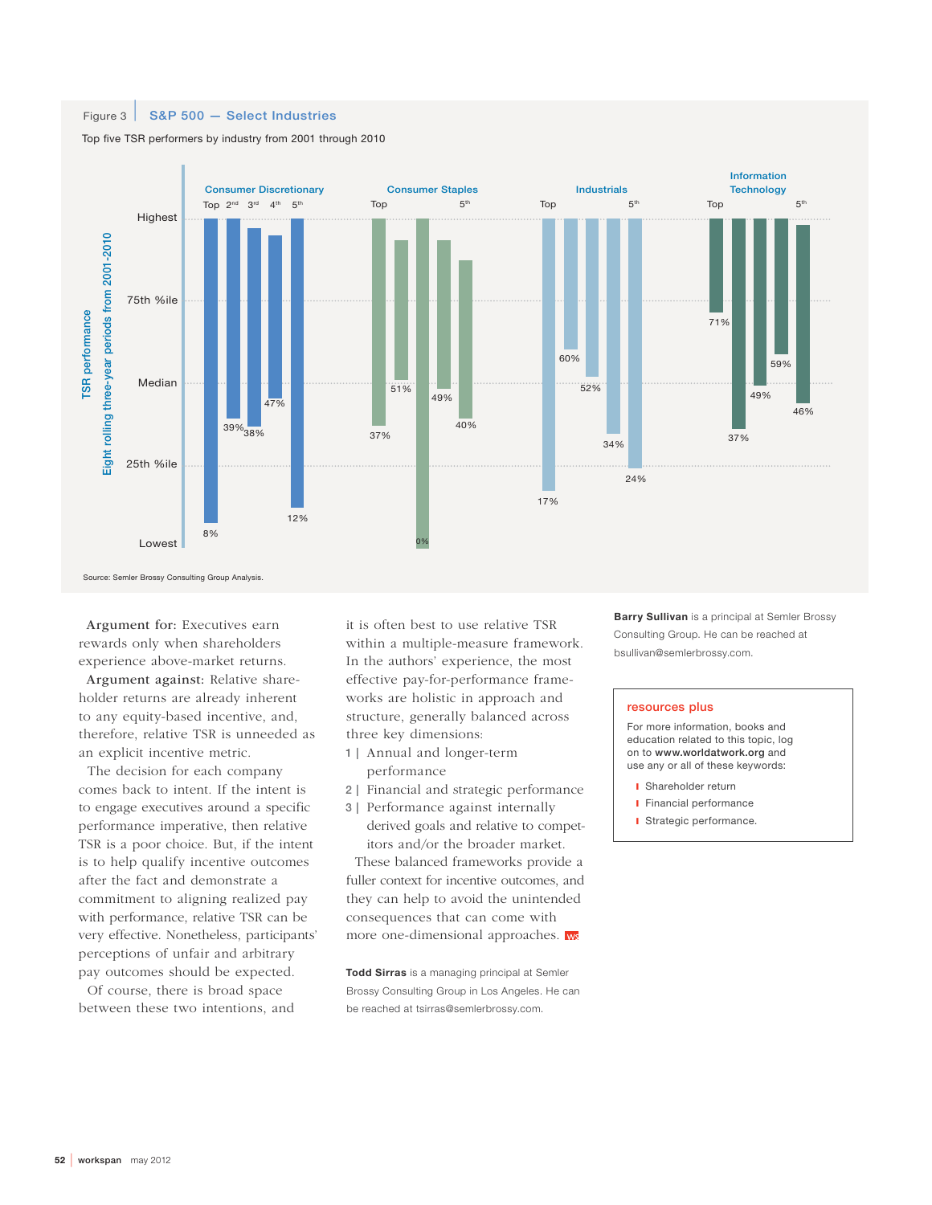Figure 3 | S&P 500 — Select Industries

Top five TSR performers by industry from 2001 through 2010

TSR performance
Eight rolling three-year periods from 2001-2010

Highest
75th %ile
Median
25th %ile
Lowest

Consumer Discretionary
Top 2nd 3rd 4th 5th
8% 39% 38% 47% 12%

Consumer Staples
Top 5th
37% 51% 0% 49% 40%

Industrials
Top 5th
17% 60% 52% 34% 24%

Information Technology
Top 5th
71% 37% 49% 59% 46%

Source: Semler Brossy Consulting Group Analysis.

**Argument for:** Executives earn rewards only when shareholders experience above-market returns.

**Argument against:** Relative shareholder returns are already inherent to any equity-based incentive, and, therefore, relative TSR is unneeded as an explicit incentive metric.

The decision for each company comes back to intent. If the intent is to engage executives around a specific performance imperative, then relative TSR is a poor choice. But, if the intent is to help qualify incentive outcomes after the fact and demonstrate a commitment to aligning realized pay with performance, relative TSR can be very effective. Nonetheless, participants' perceptions of unfair and arbitrary pay outcomes should be expected.

Of course, there is broad space between these two intentions, and it is often best to use relative TSR within a multiple-measure framework. In the authors' experience, the most effective pay-for-performance frameworks are holistic in approach and structure, generally balanced across three key dimensions:

1 | Annual and longer-term performance
2 | Financial and strategic performance
3 | Performance against internally derived goals and relative to competitors and/or the broader market.

These balanced frameworks provide a fuller context for incentive outcomes, and they can help to avoid the unintended consequences that can come with more one-dimensional approaches.

**Todd Sirras** is a managing principal at Semler Brossy Consulting Group in Los Angeles. He can be reached at tsirras@semlerbrossy.com.

**Barry Sullivan** is a principal at Semler Brossy Consulting Group. He can be reached at bsullivan@semlerbrossy.com.

## resources plus

For more information, books and education related to this topic, log on to **www.worldatwork.org** and use any or all of these keywords:

- Shareholder return
- Financial performance
- Strategic performance.